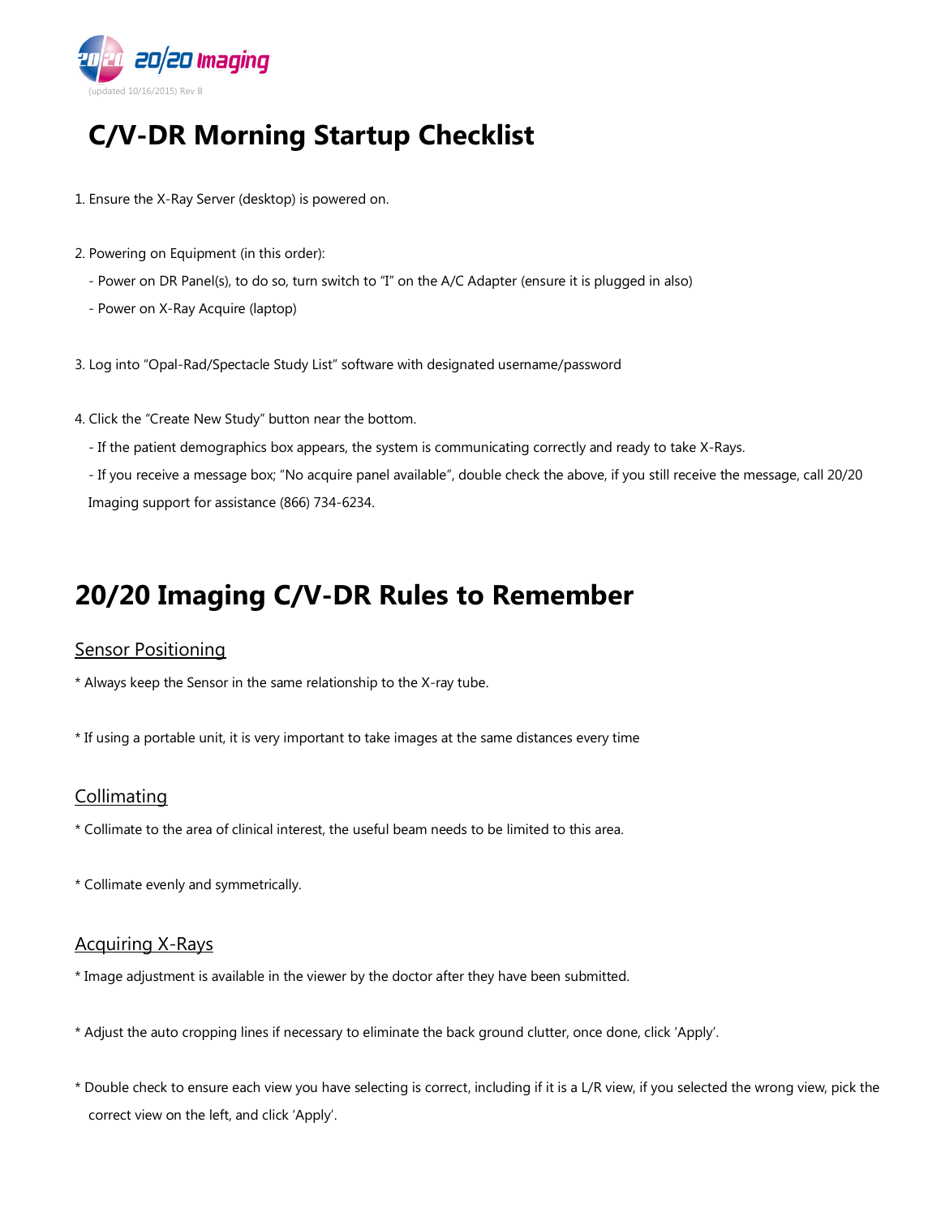20/20 Imaging

(updated 10/16/2015) Rev B

# C/V-DR Morning Startup Checklist

1. Ensure the X-Ray Server (desktop) is powered on.

2. Powering on Equipment (in this order):
   - Power on DR Panel(s), to do so, turn switch to "I" on the A/C Adapter (ensure it is plugged in also)
   - Power on X-Ray Acquire (laptop)

3. Log into "Opal-Rad/Spectacle Study List" software with designated username/password

4. Click the "Create New Study" button near the bottom.
   - If the patient demographics box appears, the system is communicating correctly and ready to take X-Rays.
   - If you receive a message box; "No acquire panel available", double check the above, if you still receive the message, call 20/20 Imaging support for assistance (866) 734-6234.

# 20/20 Imaging C/V-DR Rules to Remember

## Sensor Positioning

* Always keep the Sensor in the same relationship to the X-ray tube.

* If using a portable unit, it is very important to take images at the same distances every time

## Collimating

* Collimate to the area of clinical interest, the useful beam needs to be limited to this area.

* Collimate evenly and symmetrically.

## Acquiring X-Rays

* Image adjustment is available in the viewer by the doctor after they have been submitted.

* Adjust the auto cropping lines if necessary to eliminate the back ground clutter, once done, click 'Apply'.

* Double check to ensure each view you have selecting is correct, including if it is a L/R view, if you selected the wrong view, pick the correct view on the left, and click 'Apply'.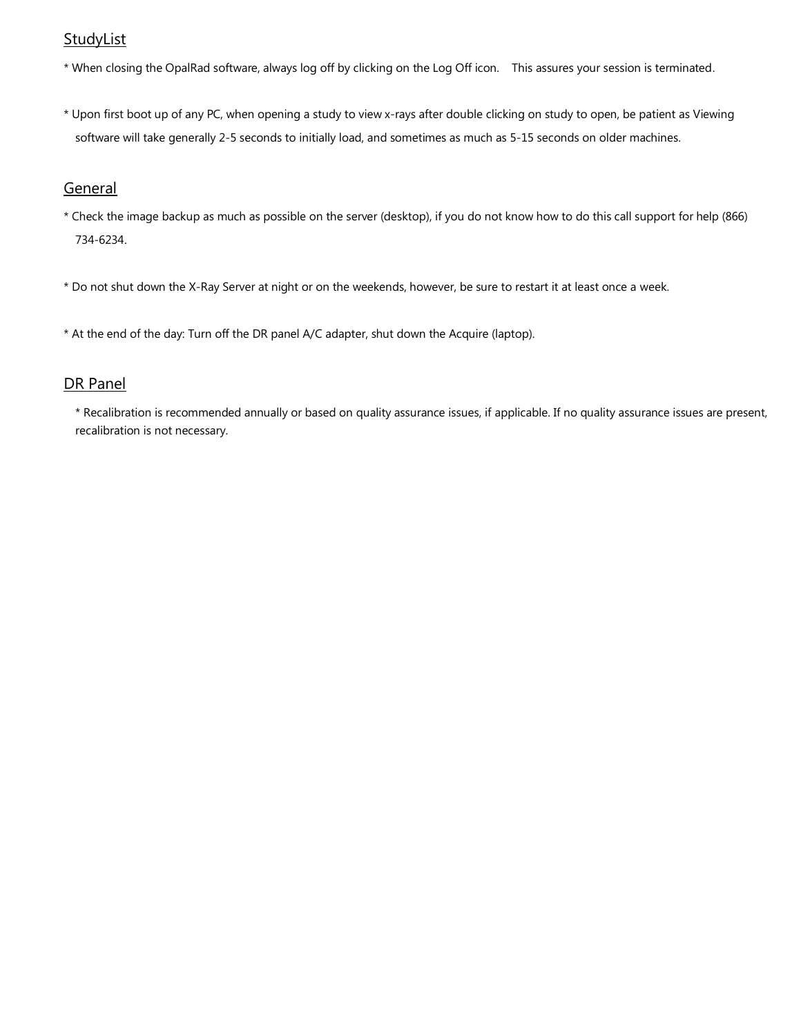## StudyList

* When closing the OpalRad software, always log off by clicking on the Log Off icon. This assures your session is terminated.

* Upon first boot up of any PC, when opening a study to view x-rays after double clicking on study to open, be patient as Viewing software will take generally 2-5 seconds to initially load, and sometimes as much as 5-15 seconds on older machines.

## General

* Check the image backup as much as possible on the server (desktop), if you do not know how to do this call support for help (866) 734-6234.

* Do not shut down the X-Ray Server at night or on the weekends, however, be sure to restart it at least once a week.

* At the end of the day: Turn off the DR panel A/C adapter, shut down the Acquire (laptop).

## DR Panel

* Recalibration is recommended annually or based on quality assurance issues, if applicable. If no quality assurance issues are present, recalibration is not necessary.